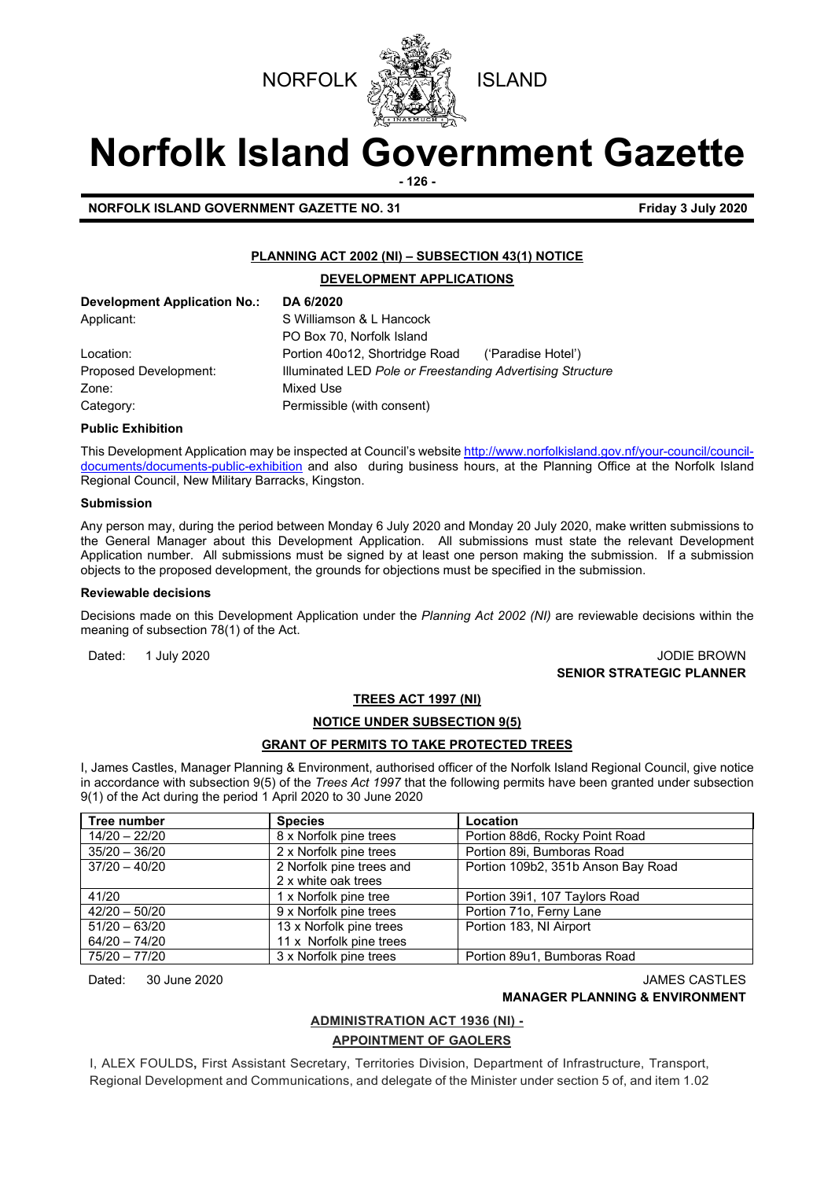NORFOLK ISLAND

# Norfolk Island Government Gazette

**NORFOLK ISLAND GOVERNMENT GAZETTE NO. 31** **Friday 3 July 2020**

## PLANNING ACT 2002 (NI) – SUBSECTION 43(1) NOTICE

### DEVELOPMENT APPLICATIONS

| | |
|---|---|
| **Development Application No.:** | **DA 6/2020** |
| Applicant: | S Williamson & L Hancock<br>PO Box 70, Norfolk Island |
| Location: | Portion 40o12, Shortridge Road ('Paradise Hotel') |
| Proposed Development: | Illuminated LED *Pole or Freestanding Advertising Structure* |
| Zone: | Mixed Use |
| Category: | Permissible (with consent) |

**Public Exhibition**

This Development Application may be inspected at Council's website http://www.norfolkisland.gov.nf/your-council/council-documents/documents-public-exhibition and also during business hours, at the Planning Office at the Norfolk Island Regional Council, New Military Barracks, Kingston.

**Submission**

Any person may, during the period between Monday 6 July 2020 and Monday 20 July 2020, make written submissions to the General Manager about this Development Application. All submissions must state the relevant Development Application number. All submissions must be signed by at least one person making the submission. If a submission objects to the proposed development, the grounds for objections must be specified in the submission.

**Reviewable decisions**

Decisions made on this Development Application under the *Planning Act 2002 (NI)* are reviewable decisions within the meaning of subsection 78(1) of the Act.

Dated: 1 July 2020

JODIE BROWN
**SENIOR STRATEGIC PLANNER**

## TREES ACT 1997 (NI)

### NOTICE UNDER SUBSECTION 9(5)

### GRANT OF PERMITS TO TAKE PROTECTED TREES

I, James Castles, Manager Planning & Environment, authorised officer of the Norfolk Island Regional Council, give notice in accordance with subsection 9(5) of the *Trees Act 1997* that the following permits have been granted under subsection 9(1) of the Act during the period 1 April 2020 to 30 June 2020

| Tree number | Species | Location |
|---|---|---|
| 14/20 – 22/20 | 8 x Norfolk pine trees | Portion 88d6, Rocky Point Road |
| 35/20 – 36/20 | 2 x Norfolk pine trees | Portion 89i, Bumboras Road |
| 37/20 – 40/20 | 2 Norfolk pine trees and 2 x white oak trees | Portion 109b2, 351b Anson Bay Road |
| 41/20 | 1 x Norfolk pine tree | Portion 39i1, 107 Taylors Road |
| 42/20 – 50/20 | 9 x Norfolk pine trees | Portion 71o, Ferny Lane |
| 51/20 – 63/20<br>64/20 – 74/20 | 13 x Norfolk pine trees<br>11 x Norfolk pine trees | Portion 183, NI Airport |
| 75/20 – 77/20 | 3 x Norfolk pine trees | Portion 89u1, Bumboras Road |

Dated: 30 June 2020

JAMES CASTLES
**MANAGER PLANNING & ENVIRONMENT**

## ADMINISTRATION ACT 1936 (NI) -

### APPOINTMENT OF GAOLERS

I, ALEX FOULDS, First Assistant Secretary, Territories Division, Department of Infrastructure, Transport, Regional Development and Communications, and delegate of the Minister under section 5 of, and item 1.02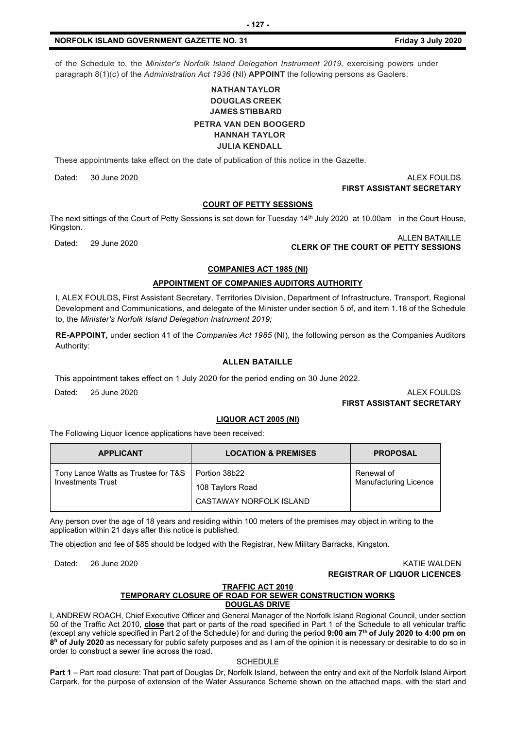of the Schedule to, the *Minister's Norfolk Island Delegation Instrument 2019,* exercising powers under paragraph 8(1)(c) of the *Administration Act 1936* (NI) **APPOINT** the following persons as Gaolers:

**NATHAN TAYLOR**
**DOUGLAS CREEK**
**JAMES STIBBARD**
**PETRA VAN DEN BOOGERD**
**HANNAH TAYLOR**
**JULIA KENDALL**

These appointments take effect on the date of publication of this notice in the Gazette.

Dated: 30 June 2020

ALEX FOULDS
**FIRST ASSISTANT SECRETARY**

## COURT OF PETTY SESSIONS

The next sittings of the Court of Petty Sessions is set down for Tuesday 14th July 2020 at 10.00am in the Court House, Kingston.

Dated: 29 June 2020

ALLEN BATAILLE
**CLERK OF THE COURT OF PETTY SESSIONS**

## COMPANIES ACT 1985 (NI)

### APPOINTMENT OF COMPANIES AUDITORS AUTHORITY

I, ALEX FOULDS**,** First Assistant Secretary, Territories Division, Department of Infrastructure, Transport, Regional Development and Communications, and delegate of the Minister under section 5 of, and item 1.18 of the Schedule to, the *Minister's Norfolk Island Delegation Instrument 2019;*

**RE-APPOINT,** under section 41 of the *Companies Act 1985* (NI), the following person as the Companies Auditors Authority:

**ALLEN BATAILLE**

This appointment takes effect on 1 July 2020 for the period ending on 30 June 2022.

Dated: 25 June 2020

ALEX FOULDS
**FIRST ASSISTANT SECRETARY**

## LIQUOR ACT 2005 (NI)

The Following Liquor licence applications have been received:

| APPLICANT | LOCATION & PREMISES | PROPOSAL |
|---|---|---|
| Tony Lance Watts as Trustee for T&S Investments Trust | Portion 38b22<br>108 Taylors Road<br>CASTAWAY NORFOLK ISLAND | Renewal of Manufacturing Licence |

Any person over the age of 18 years and residing within 100 meters of the premises may object in writing to the application within 21 days after this notice is published.

The objection and fee of $85 should be lodged with the Registrar, New Military Barracks, Kingston.

Dated: 26 June 2020

KATIE WALDEN
**REGISTRAR OF LIQUOR LICENCES**

## TRAFFIC ACT 2010
### TEMPORARY CLOSURE OF ROAD FOR SEWER CONSTRUCTION WORKS
### DOUGLAS DRIVE

I, ANDREW ROACH, Chief Executive Officer and General Manager of the Norfolk Island Regional Council, under section 50 of the Traffic Act 2010, **close** that part or parts of the road specified in Part 1 of the Schedule to all vehicular traffic (except any vehicle specified in Part 2 of the Schedule) for and during the period **9:00 am 7th of July 2020 to 4:00 pm on 8h of July 2020** as necessary for public safety purposes and as I am of the opinion it is necessary or desirable to do so in order to construct a sewer line across the road.

SCHEDULE

**Part 1** – Part road closure: That part of Douglas Dr, Norfolk Island, between the entry and exit of the Norfolk Island Airport Carpark, for the purpose of extension of the Water Assurance Scheme shown on the attached maps, with the start and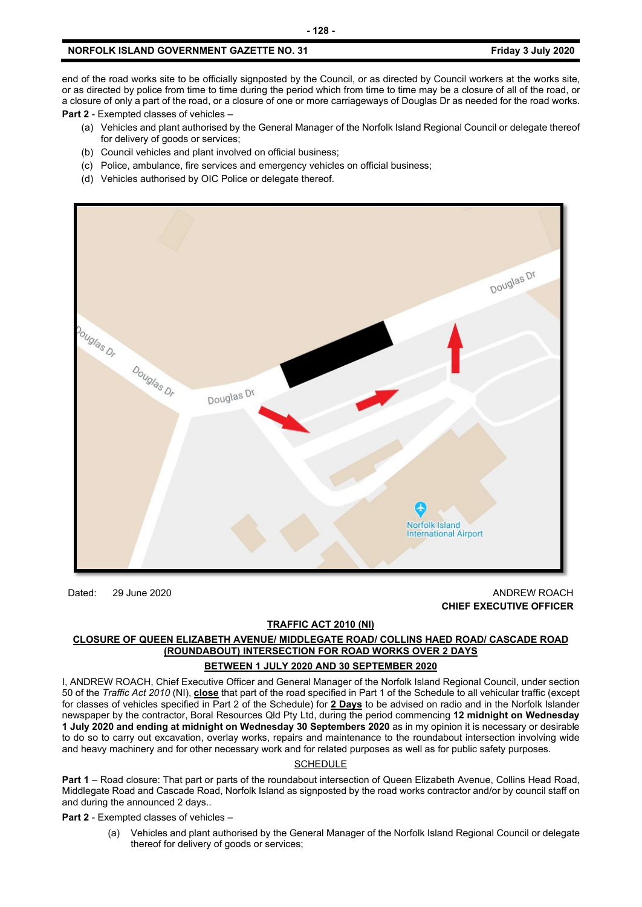end of the road works site to be officially signposted by the Council, or as directed by Council workers at the works site, or as directed by police from time to time during the period which from time to time may be a closure of all of the road, or a closure of only a part of the road, or a closure of one or more carriageways of Douglas Dr as needed for the road works.

**Part 2** - Exempted classes of vehicles –

(a) Vehicles and plant authorised by the General Manager of the Norfolk Island Regional Council or delegate thereof for delivery of goods or services;

(b) Council vehicles and plant involved on official business;

(c) Police, ambulance, fire services and emergency vehicles on official business;

(d) Vehicles authorised by OIC Police or delegate thereof.

Dated: 29 June 2020

ANDREW ROACH
**CHIEF EXECUTIVE OFFICER**

**TRAFFIC ACT 2010 (NI)**

**CLOSURE OF QUEEN ELIZABETH AVENUE/ MIDDLEGATE ROAD/ COLLINS HAED ROAD/ CASCADE ROAD (ROUNDABOUT) INTERSECTION FOR ROAD WORKS OVER 2 DAYS**

**BETWEEN 1 JULY 2020 AND 30 SEPTEMBER 2020**

I, ANDREW ROACH, Chief Executive Officer and General Manager of the Norfolk Island Regional Council, under section 50 of the *Traffic Act 2010* (NI), **close** that part of the road specified in Part 1 of the Schedule to all vehicular traffic (except for classes of vehicles specified in Part 2 of the Schedule) for **2 Days** to be advised on radio and in the Norfolk Islander newspaper by the contractor, Boral Resources Qld Pty Ltd, during the period commencing **12 midnight on Wednesday 1 July 2020 and ending at midnight on Wednesday 30 Septembers 2020** as in my opinion it is necessary or desirable to do so to carry out excavation, overlay works, repairs and maintenance to the roundabout intersection involving wide and heavy machinery and for other necessary work and for related purposes as well as for public safety purposes.

SCHEDULE

**Part 1** – Road closure: That part or parts of the roundabout intersection of Queen Elizabeth Avenue, Collins Head Road, Middlegate Road and Cascade Road, Norfolk Island as signposted by the road works contractor and/or by council staff on and during the announced 2 days..

**Part 2** - Exempted classes of vehicles –

(a) Vehicles and plant authorised by the General Manager of the Norfolk Island Regional Council or delegate thereof for delivery of goods or services;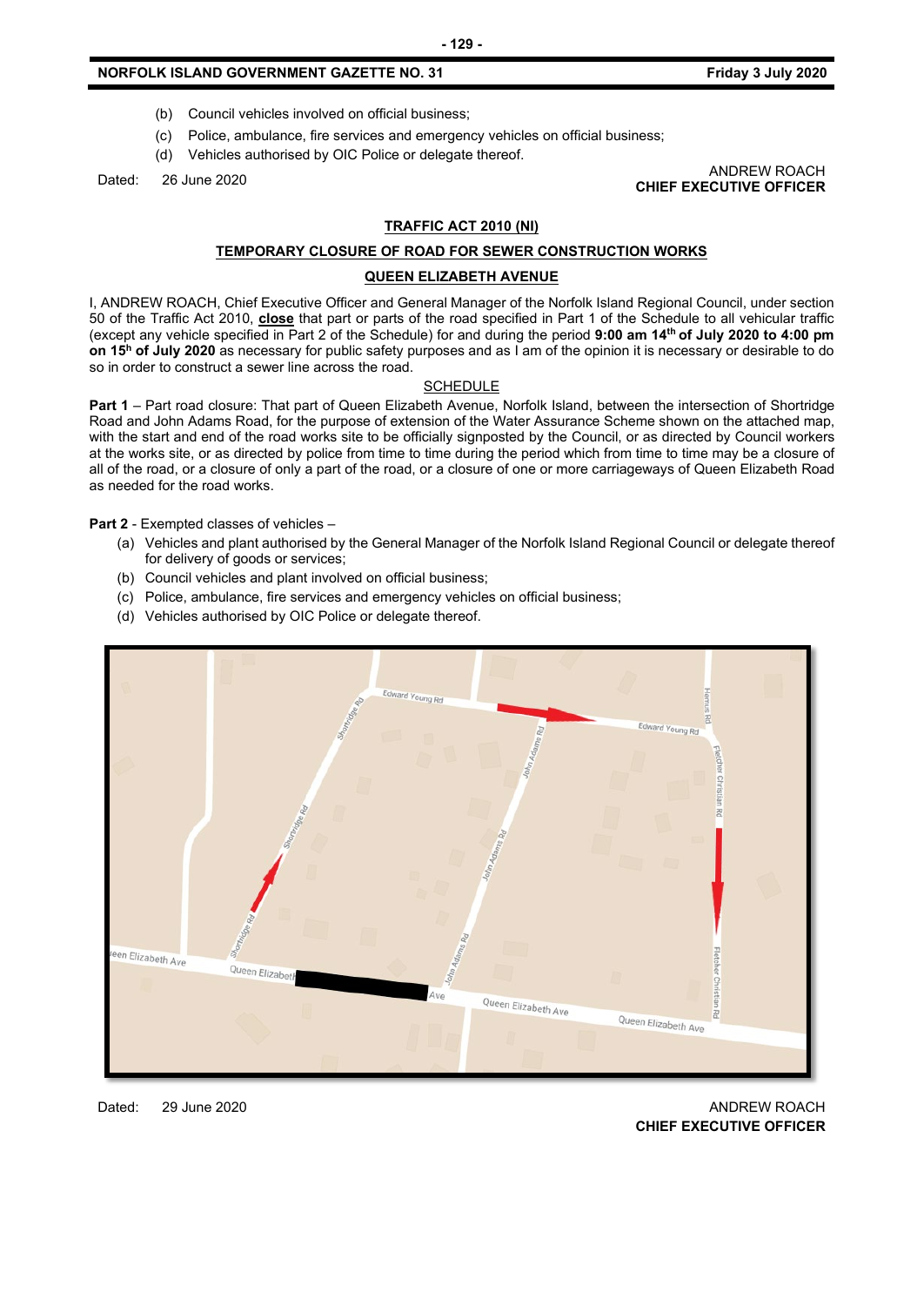(b) Council vehicles involved on official business;

(c) Police, ambulance, fire services and emergency vehicles on official business;

(d) Vehicles authorised by OIC Police or delegate thereof.

Dated: 26 June 2020

ANDREW ROACH
**CHIEF EXECUTIVE OFFICER**

## TRAFFIC ACT 2010 (NI)

## TEMPORARY CLOSURE OF ROAD FOR SEWER CONSTRUCTION WORKS

## QUEEN ELIZABETH AVENUE

I, ANDREW ROACH, Chief Executive Officer and General Manager of the Norfolk Island Regional Council, under section 50 of the Traffic Act 2010, **close** that part or parts of the road specified in Part 1 of the Schedule to all vehicular traffic (except any vehicle specified in Part 2 of the Schedule) for and during the period **9:00 am 14th of July 2020 to 4:00 pm on 15h of July 2020** as necessary for public safety purposes and as I am of the opinion it is necessary or desirable to do so in order to construct a sewer line across the road.

SCHEDULE

**Part 1** – Part road closure: That part of Queen Elizabeth Avenue, Norfolk Island, between the intersection of Shortridge Road and John Adams Road, for the purpose of extension of the Water Assurance Scheme shown on the attached map, with the start and end of the road works site to be officially signposted by the Council, or as directed by Council workers at the works site, or as directed by police from time to time during the period which from time to time may be a closure of all of the road, or a closure of only a part of the road, or a closure of one or more carriageways of Queen Elizabeth Road as needed for the road works.

**Part 2** - Exempted classes of vehicles –

(a) Vehicles and plant authorised by the General Manager of the Norfolk Island Regional Council or delegate thereof for delivery of goods or services;

(b) Council vehicles and plant involved on official business;

(c) Police, ambulance, fire services and emergency vehicles on official business;

(d) Vehicles authorised by OIC Police or delegate thereof.

Dated: 29 June 2020

ANDREW ROACH
**CHIEF EXECUTIVE OFFICER**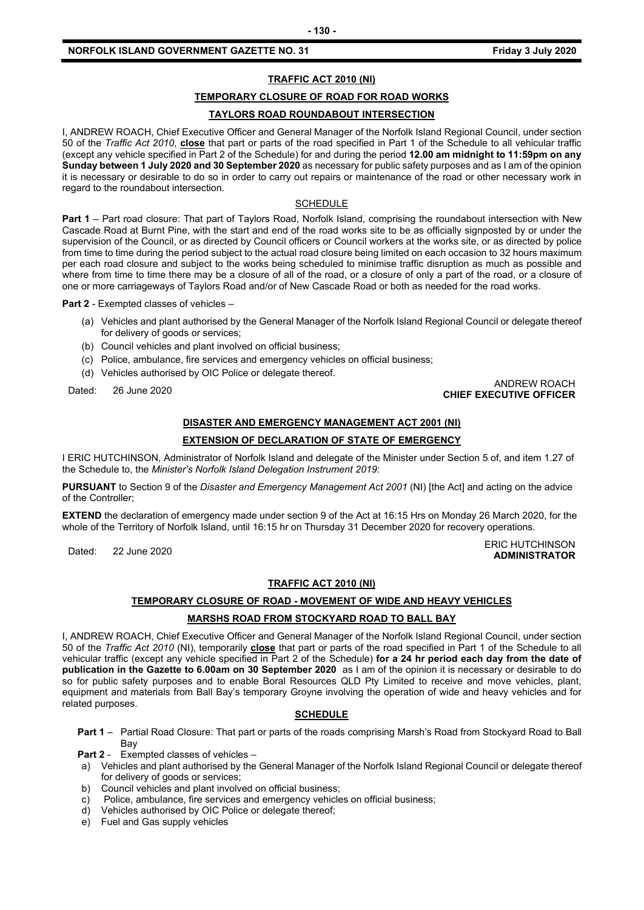## TRAFFIC ACT 2010 (NI)

### TEMPORARY CLOSURE OF ROAD FOR ROAD WORKS

### TAYLORS ROAD ROUNDABOUT INTERSECTION

I, ANDREW ROACH, Chief Executive Officer and General Manager of the Norfolk Island Regional Council, under section 50 of the *Traffic Act 2010*, **close** that part or parts of the road specified in Part 1 of the Schedule to all vehicular traffic (except any vehicle specified in Part 2 of the Schedule) for and during the period **12.00 am midnight to 11:59pm on any Sunday between 1 July 2020 and 30 September 2020** as necessary for public safety purposes and as I am of the opinion it is necessary or desirable to do so in order to carry out repairs or maintenance of the road or other necessary work in regard to the roundabout intersection.

SCHEDULE

**Part 1** – Part road closure: That part of Taylors Road, Norfolk Island, comprising the roundabout intersection with New Cascade Road at Burnt Pine, with the start and end of the road works site to be as officially signposted by or under the supervision of the Council, or as directed by Council officers or Council workers at the works site, or as directed by police from time to time during the period subject to the actual road closure being limited on each occasion to 32 hours maximum per each road closure and subject to the works being scheduled to minimise traffic disruption as much as possible and where from time to time there may be a closure of all of the road, or a closure of only a part of the road, or a closure of one or more carriageways of Taylors Road and/or of New Cascade Road or both as needed for the road works.

**Part 2** - Exempted classes of vehicles –

(a) Vehicles and plant authorised by the General Manager of the Norfolk Island Regional Council or delegate thereof for delivery of goods or services;
(b) Council vehicles and plant involved on official business;
(c) Police, ambulance, fire services and emergency vehicles on official business;
(d) Vehicles authorised by OIC Police or delegate thereof.

Dated: 26 June 2020

ANDREW ROACH
**CHIEF EXECUTIVE OFFICER**

## DISASTER AND EMERGENCY MANAGEMENT ACT 2001 (NI)

### EXTENSION OF DECLARATION OF STATE OF EMERGENCY

I ERIC HUTCHINSON, Administrator of Norfolk Island and delegate of the Minister under Section 5 of, and item 1.27 of the Schedule to, the *Minister's Norfolk Island Delegation Instrument 2019*:

**PURSUANT** to Section 9 of the *Disaster and Emergency Management Act 2001* (NI) [the Act] and acting on the advice of the Controller;

**EXTEND** the declaration of emergency made under section 9 of the Act at 16:15 Hrs on Monday 26 March 2020, for the whole of the Territory of Norfolk Island, until 16:15 hr on Thursday 31 December 2020 for recovery operations.

Dated: 22 June 2020

ERIC HUTCHINSON
**ADMINISTRATOR**

## TRAFFIC ACT 2010 (NI)

### TEMPORARY CLOSURE OF ROAD - MOVEMENT OF WIDE AND HEAVY VEHICLES

### MARSHS ROAD FROM STOCKYARD ROAD TO BALL BAY

I, ANDREW ROACH, Chief Executive Officer and General Manager of the Norfolk Island Regional Council, under section 50 of the *Traffic Act 2010* (NI), temporarily **close** that part or parts of the road specified in Part 1 of the Schedule to all vehicular traffic (except any vehicle specified in Part 2 of the Schedule) **for a 24 hr period each day from the date of publication in the Gazette to 6.00am on 30 September 2020** as I am of the opinion it is necessary or desirable to do so for public safety purposes and to enable Boral Resources QLD Pty Limited to receive and move vehicles, plant, equipment and materials from Ball Bay's temporary Groyne involving the operation of wide and heavy vehicles and for related purposes.

**SCHEDULE**

**Part 1** – Partial Road Closure: That part or parts of the roads comprising Marsh's Road from Stockyard Road to Ball Bay

**Part 2** - Exempted classes of vehicles –

a) Vehicles and plant authorised by the General Manager of the Norfolk Island Regional Council or delegate thereof for delivery of goods or services;
b) Council vehicles and plant involved on official business;
c) Police, ambulance, fire services and emergency vehicles on official business;
d) Vehicles authorised by OIC Police or delegate thereof;
e) Fuel and Gas supply vehicles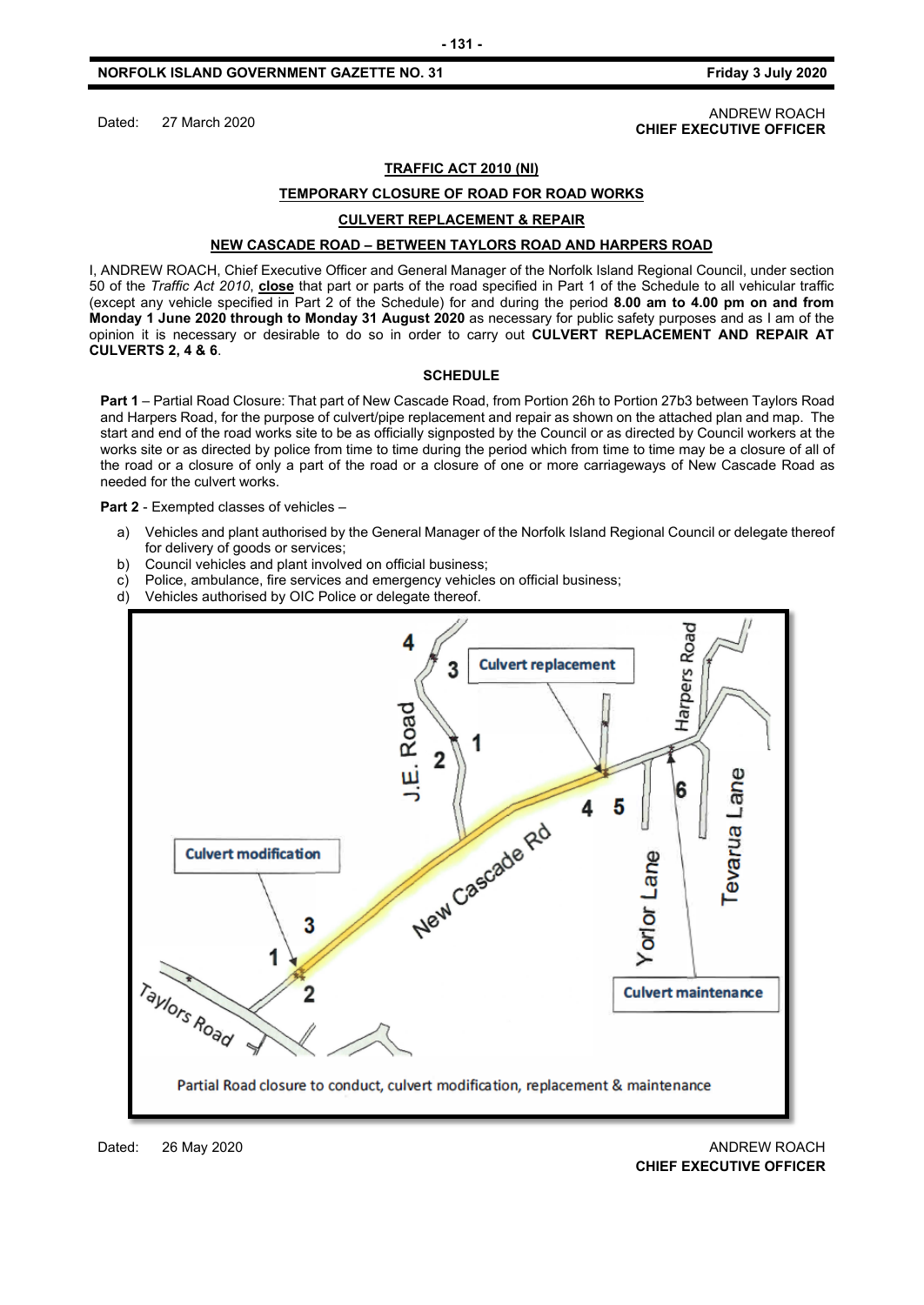Dated: 27 March 2020

ANDREW ROACH
**CHIEF EXECUTIVE OFFICER**

## TRAFFIC ACT 2010 (NI)

### TEMPORARY CLOSURE OF ROAD FOR ROAD WORKS

### CULVERT REPLACEMENT & REPAIR

### NEW CASCADE ROAD – BETWEEN TAYLORS ROAD AND HARPERS ROAD

I, ANDREW ROACH, Chief Executive Officer and General Manager of the Norfolk Island Regional Council, under section 50 of the *Traffic Act 2010*, **close** that part or parts of the road specified in Part 1 of the Schedule to all vehicular traffic (except any vehicle specified in Part 2 of the Schedule) for and during the period **8.00 am to 4.00 pm on and from Monday 1 June 2020 through to Monday 31 August 2020** as necessary for public safety purposes and as I am of the opinion it is necessary or desirable to do so in order to carry out **CULVERT REPLACEMENT AND REPAIR AT CULVERTS 2, 4 & 6**.

**SCHEDULE**

**Part 1** – Partial Road Closure: That part of New Cascade Road, from Portion 26h to Portion 27b3 between Taylors Road and Harpers Road, for the purpose of culvert/pipe replacement and repair as shown on the attached plan and map. The start and end of the road works site to be as officially signposted by the Council or as directed by Council workers at the works site or as directed by police from time to time during the period which from time to time may be a closure of all of the road or a closure of only a part of the road or a closure of one or more carriageways of New Cascade Road as needed for the culvert works.

**Part 2** - Exempted classes of vehicles –

a) Vehicles and plant authorised by the General Manager of the Norfolk Island Regional Council or delegate thereof for delivery of goods or services;
b) Council vehicles and plant involved on official business;
c) Police, ambulance, fire services and emergency vehicles on official business;
d) Vehicles authorised by OIC Police or delegate thereof.

Partial Road closure to conduct, culvert modification, replacement & maintenance

Dated: 26 May 2020

ANDREW ROACH
**CHIEF EXECUTIVE OFFICER**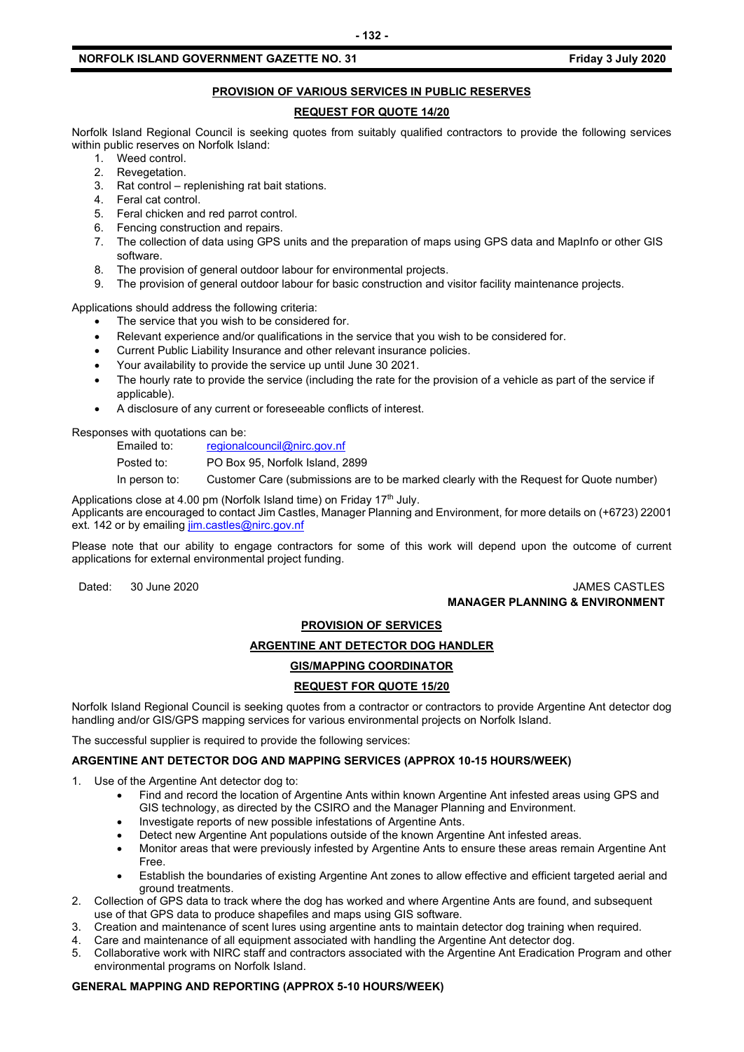## PROVISION OF VARIOUS SERVICES IN PUBLIC RESERVES

## REQUEST FOR QUOTE 14/20

Norfolk Island Regional Council is seeking quotes from suitably qualified contractors to provide the following services within public reserves on Norfolk Island:

1. Weed control.
2. Revegetation.
3. Rat control – replenishing rat bait stations.
4. Feral cat control.
5. Feral chicken and red parrot control.
6. Fencing construction and repairs.
7. The collection of data using GPS units and the preparation of maps using GPS data and MapInfo or other GIS software.
8. The provision of general outdoor labour for environmental projects.
9. The provision of general outdoor labour for basic construction and visitor facility maintenance projects.

Applications should address the following criteria:

- The service that you wish to be considered for.
- Relevant experience and/or qualifications in the service that you wish to be considered for.
- Current Public Liability Insurance and other relevant insurance policies.
- Your availability to provide the service up until June 30 2021.
- The hourly rate to provide the service (including the rate for the provision of a vehicle as part of the service if applicable).
- A disclosure of any current or foreseeable conflicts of interest.

Responses with quotations can be:

| | |
|---|---|
| Emailed to: | regionalcouncil@nirc.gov.nf |
| Posted to: | PO Box 95, Norfolk Island, 2899 |
| In person to: | Customer Care (submissions are to be marked clearly with the Request for Quote number) |

Applications close at 4.00 pm (Norfolk Island time) on Friday 17th July.
Applicants are encouraged to contact Jim Castles, Manager Planning and Environment, for more details on (+6723) 22001 ext. 142 or by emailing jim.castles@nirc.gov.nf

Please note that our ability to engage contractors for some of this work will depend upon the outcome of current applications for external environmental project funding.

Dated: 30 June 2020

JAMES CASTLES
**MANAGER PLANNING & ENVIRONMENT**

## PROVISION OF SERVICES

## ARGENTINE ANT DETECTOR DOG HANDLER

## GIS/MAPPING COORDINATOR

## REQUEST FOR QUOTE 15/20

Norfolk Island Regional Council is seeking quotes from a contractor or contractors to provide Argentine Ant detector dog handling and/or GIS/GPS mapping services for various environmental projects on Norfolk Island.

The successful supplier is required to provide the following services:

### ARGENTINE ANT DETECTOR DOG AND MAPPING SERVICES (APPROX 10-15 HOURS/WEEK)

1. Use of the Argentine Ant detector dog to:
   - Find and record the location of Argentine Ants within known Argentine Ant infested areas using GPS and GIS technology, as directed by the CSIRO and the Manager Planning and Environment.
   - Investigate reports of new possible infestations of Argentine Ants.
   - Detect new Argentine Ant populations outside of the known Argentine Ant infested areas.
   - Monitor areas that were previously infested by Argentine Ants to ensure these areas remain Argentine Ant Free.
   - Establish the boundaries of existing Argentine Ant zones to allow effective and efficient targeted aerial and ground treatments.
2. Collection of GPS data to track where the dog has worked and where Argentine Ants are found, and subsequent use of that GPS data to produce shapefiles and maps using GIS software.
3. Creation and maintenance of scent lures using argentine ants to maintain detector dog training when required.
4. Care and maintenance of all equipment associated with handling the Argentine Ant detector dog.
5. Collaborative work with NIRC staff and contractors associated with the Argentine Ant Eradication Program and other environmental programs on Norfolk Island.

### GENERAL MAPPING AND REPORTING (APPROX 5-10 HOURS/WEEK)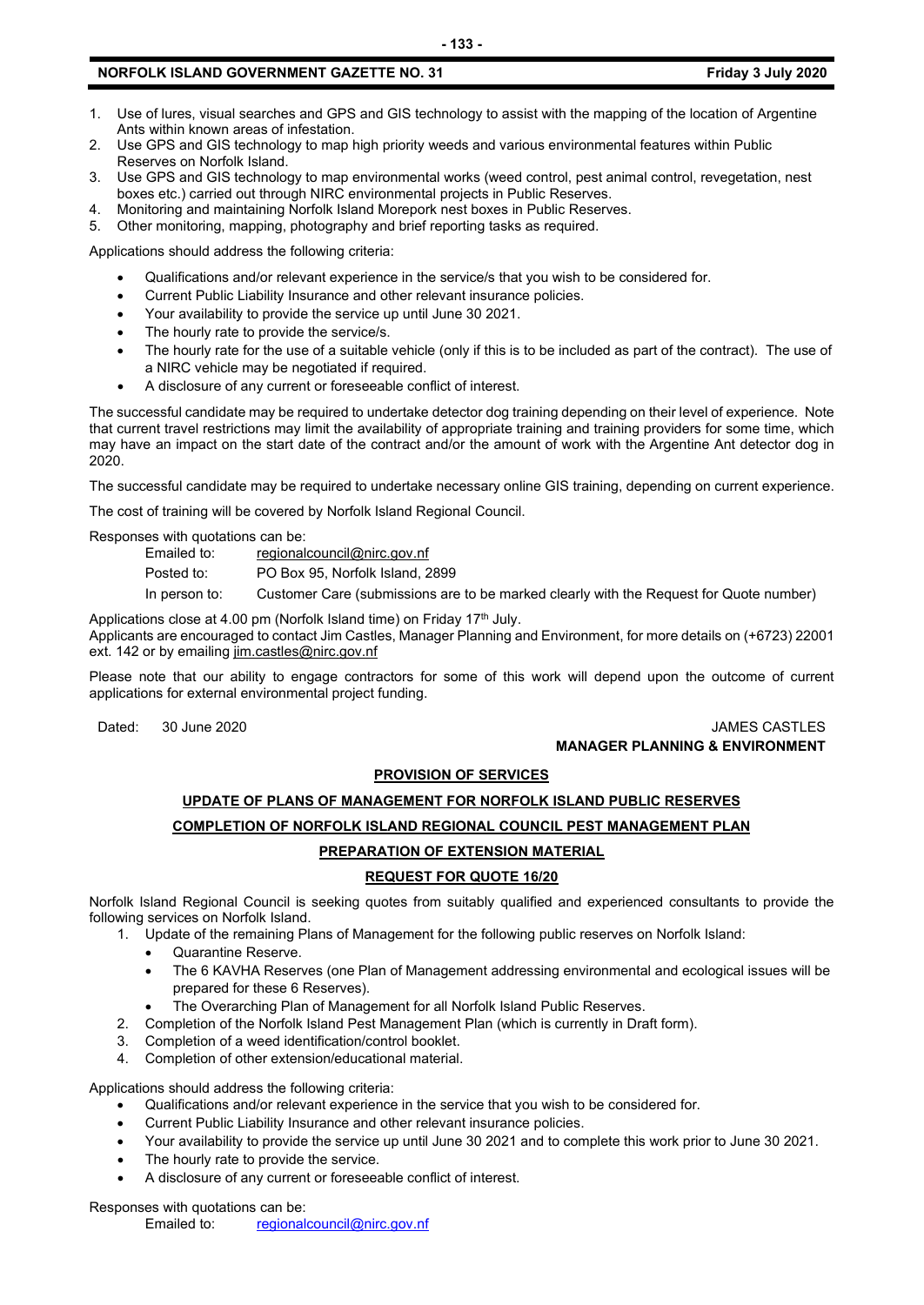1. Use of lures, visual searches and GPS and GIS technology to assist with the mapping of the location of Argentine Ants within known areas of infestation.
2. Use GPS and GIS technology to map high priority weeds and various environmental features within Public Reserves on Norfolk Island.
3. Use GPS and GIS technology to map environmental works (weed control, pest animal control, revegetation, nest boxes etc.) carried out through NIRC environmental projects in Public Reserves.
4. Monitoring and maintaining Norfolk Island Morepork nest boxes in Public Reserves.
5. Other monitoring, mapping, photography and brief reporting tasks as required.

Applications should address the following criteria:

- Qualifications and/or relevant experience in the service/s that you wish to be considered for.
- Current Public Liability Insurance and other relevant insurance policies.
- Your availability to provide the service up until June 30 2021.
- The hourly rate to provide the service/s.
- The hourly rate for the use of a suitable vehicle (only if this is to be included as part of the contract). The use of a NIRC vehicle may be negotiated if required.
- A disclosure of any current or foreseeable conflict of interest.

The successful candidate may be required to undertake detector dog training depending on their level of experience. Note that current travel restrictions may limit the availability of appropriate training and training providers for some time, which may have an impact on the start date of the contract and/or the amount of work with the Argentine Ant detector dog in 2020.

The successful candidate may be required to undertake necessary online GIS training, depending on current experience.

The cost of training will be covered by Norfolk Island Regional Council.

Responses with quotations can be:

Emailed to: regionalcouncil@nirc.gov.nf

Posted to: PO Box 95, Norfolk Island, 2899

In person to: Customer Care (submissions are to be marked clearly with the Request for Quote number)

Applications close at 4.00 pm (Norfolk Island time) on Friday 17th July.
Applicants are encouraged to contact Jim Castles, Manager Planning and Environment, for more details on (+6723) 22001 ext. 142 or by emailing jim.castles@nirc.gov.nf

Please note that our ability to engage contractors for some of this work will depend upon the outcome of current applications for external environmental project funding.

Dated: 30 June 2020

JAMES CASTLES
**MANAGER PLANNING & ENVIRONMENT**

## PROVISION OF SERVICES

## UPDATE OF PLANS OF MANAGEMENT FOR NORFOLK ISLAND PUBLIC RESERVES

## COMPLETION OF NORFOLK ISLAND REGIONAL COUNCIL PEST MANAGEMENT PLAN

## PREPARATION OF EXTENSION MATERIAL

## REQUEST FOR QUOTE 16/20

Norfolk Island Regional Council is seeking quotes from suitably qualified and experienced consultants to provide the following services on Norfolk Island.

1. Update of the remaining Plans of Management for the following public reserves on Norfolk Island:
   - Quarantine Reserve.
   - The 6 KAVHA Reserves (one Plan of Management addressing environmental and ecological issues will be prepared for these 6 Reserves).
   - The Overarching Plan of Management for all Norfolk Island Public Reserves.
2. Completion of the Norfolk Island Pest Management Plan (which is currently in Draft form).
3. Completion of a weed identification/control booklet.
4. Completion of other extension/educational material.

Applications should address the following criteria:

- Qualifications and/or relevant experience in the service that you wish to be considered for.
- Current Public Liability Insurance and other relevant insurance policies.
- Your availability to provide the service up until June 30 2021 and to complete this work prior to June 30 2021.
- The hourly rate to provide the service.
- A disclosure of any current or foreseeable conflict of interest.

Responses with quotations can be:

Emailed to: regionalcouncil@nirc.gov.nf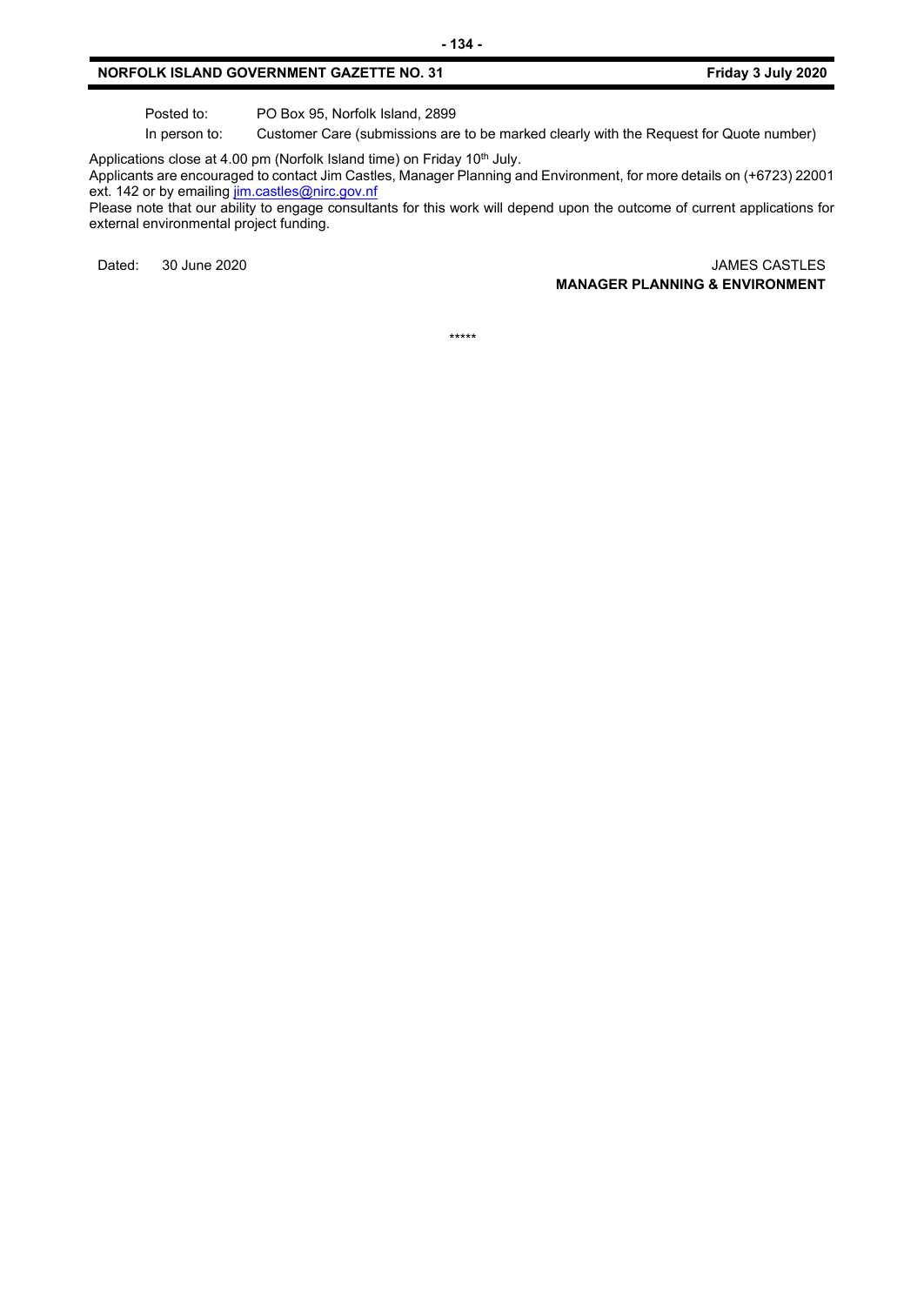Posted to: PO Box 95, Norfolk Island, 2899

In person to: Customer Care (submissions are to be marked clearly with the Request for Quote number)

Applications close at 4.00 pm (Norfolk Island time) on Friday 10th July.

Applicants are encouraged to contact Jim Castles, Manager Planning and Environment, for more details on (+6723) 22001 ext. 142 or by emailing jim.castles@nirc.gov.nf

Please note that our ability to engage consultants for this work will depend upon the outcome of current applications for external environmental project funding.

Dated: 30 June 2020

JAMES CASTLES
**MANAGER PLANNING & ENVIRONMENT**

*****